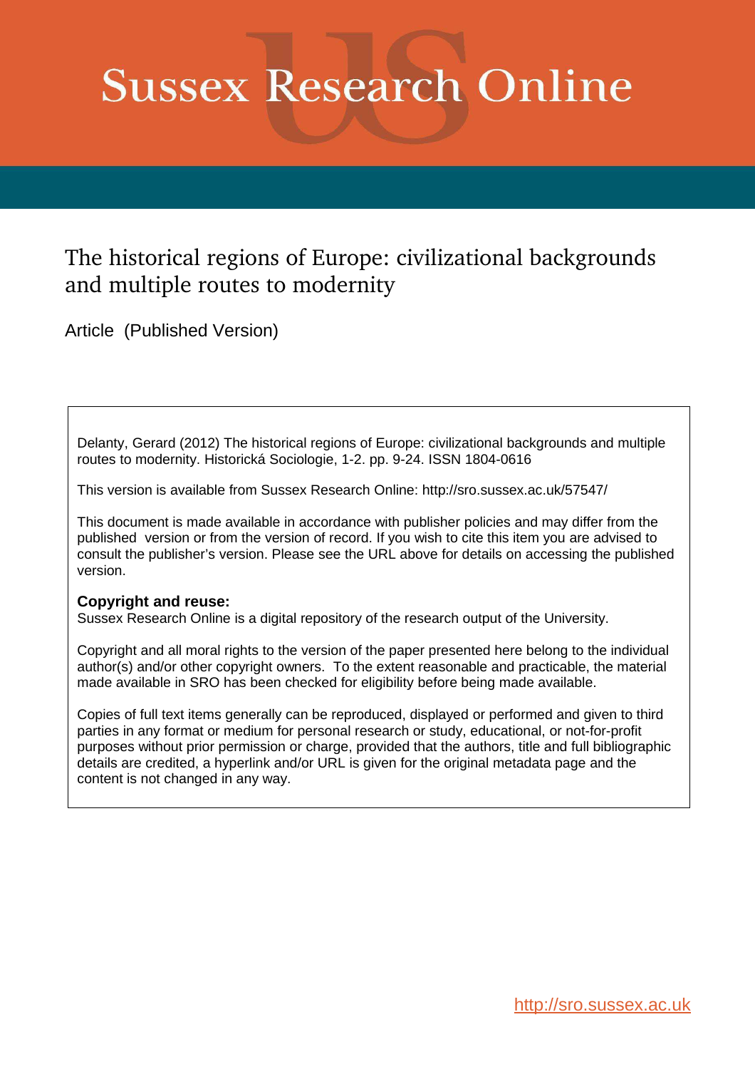# Sussex Research Online

## The historical regions of Europe: civilizational backgrounds and multiple routes to modernity

Article (Published Version)

Delanty, Gerard (2012) The historical regions of Europe: civilizational backgrounds and multiple routes to modernity. Historická Sociologie, 1-2. pp. 9-24. ISSN 1804-0616

This version is available from Sussex Research Online: http://sro.sussex.ac.uk/57547/

This document is made available in accordance with publisher policies and may differ from the published version or from the version of record. If you wish to cite this item you are advised to consult the publisher's version. Please see the URL above for details on accessing the published version.

**Copyright and reuse:**
Sussex Research Online is a digital repository of the research output of the University.

Copyright and all moral rights to the version of the paper presented here belong to the individual author(s) and/or other copyright owners. To the extent reasonable and practicable, the material made available in SRO has been checked for eligibility before being made available.

Copies of full text items generally can be reproduced, displayed or performed and given to third parties in any format or medium for personal research or study, educational, or not-for-profit purposes without prior permission or charge, provided that the authors, title and full bibliographic details are credited, a hyperlink and/or URL is given for the original metadata page and the content is not changed in any way.

http://sro.sussex.ac.uk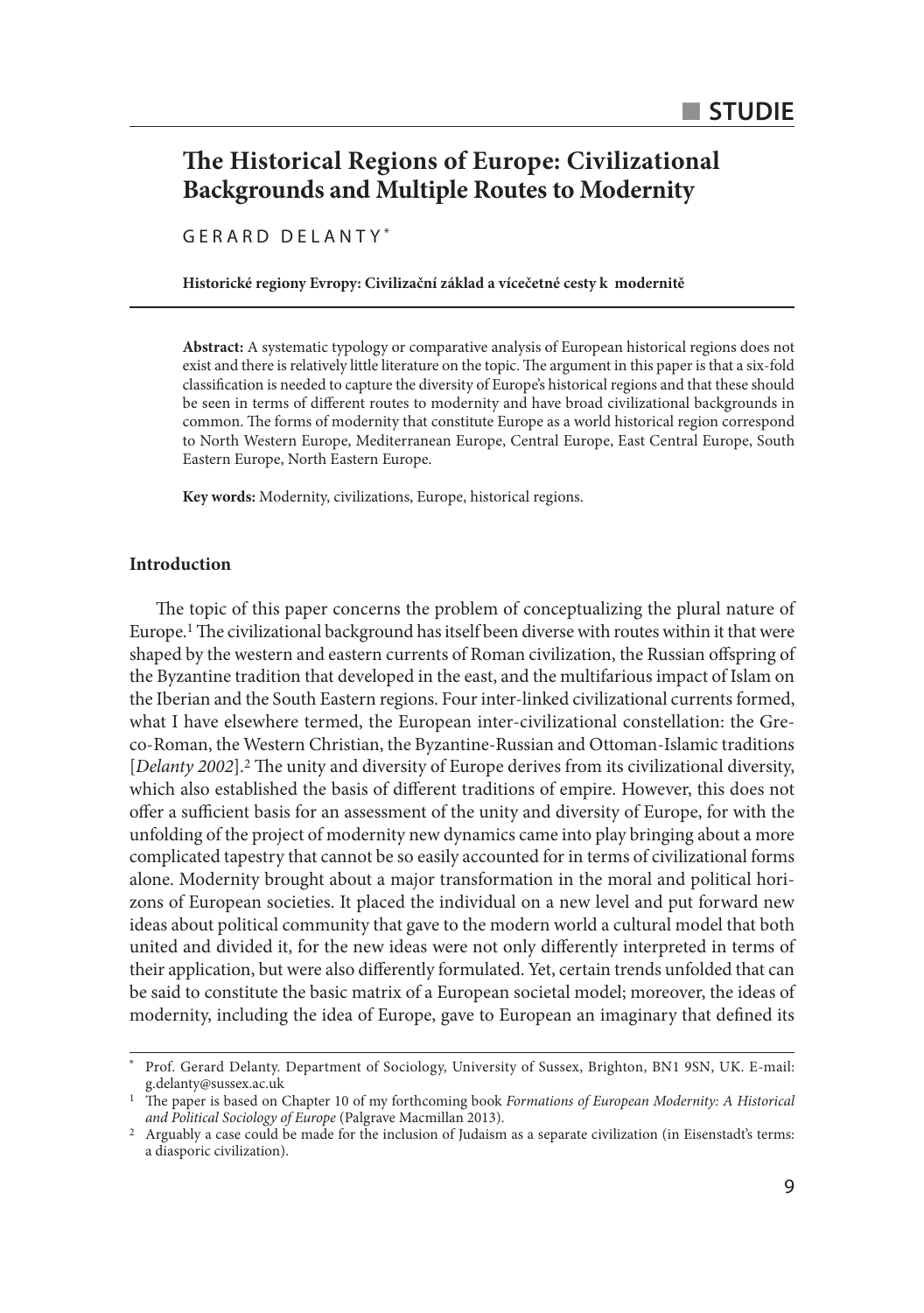**STUDIE**

# The Historical Regions of Europe: Civilizational Backgrounds and Multiple Routes to Modernity

GERARD DELANTY[*]

**Historické regiony Evropy: Civilizační základ a vícečetné cesty k modernitě**

**Abstract:** A systematic typology or comparative analysis of European historical regions does not exist and there is relatively little literature on the topic. The argument in this paper is that a six-fold classification is needed to capture the diversity of Europe's historical regions and that these should be seen in terms of different routes to modernity and have broad civilizational backgrounds in common. The forms of modernity that constitute Europe as a world historical region correspond to North Western Europe, Mediterranean Europe, Central Europe, East Central Europe, South Eastern Europe, North Eastern Europe.

**Key words:** Modernity, civilizations, Europe, historical regions.

## Introduction

The topic of this paper concerns the problem of conceptualizing the plural nature of Europe.[1] The civilizational background has itself been diverse with routes within it that were shaped by the western and eastern currents of Roman civilization, the Russian offspring of the Byzantine tradition that developed in the east, and the multifarious impact of Islam on the Iberian and the South Eastern regions. Four inter-linked civilizational currents formed, what I have elsewhere termed, the European inter-civilizational constellation: the Greco-Roman, the Western Christian, the Byzantine-Russian and Ottoman-Islamic traditions [*Delanty 2002*].[2] The unity and diversity of Europe derives from its civilizational diversity, which also established the basis of different traditions of empire. However, this does not offer a sufficient basis for an assessment of the unity and diversity of Europe, for with the unfolding of the project of modernity new dynamics came into play bringing about a more complicated tapestry that cannot be so easily accounted for in terms of civilizational forms alone. Modernity brought about a major transformation in the moral and political horizons of European societies. It placed the individual on a new level and put forward new ideas about political community that gave to the modern world a cultural model that both united and divided it, for the new ideas were not only differently interpreted in terms of their application, but were also differently formulated. Yet, certain trends unfolded that can be said to constitute the basic matrix of a European societal model; moreover, the ideas of modernity, including the idea of Europe, gave to European an imaginary that defined its

---

[*] Prof. Gerard Delanty. Department of Sociology, University of Sussex, Brighton, BN1 9SN, UK. E-mail: g.delanty@sussex.ac.uk

[1] The paper is based on Chapter 10 of my forthcoming book *Formations of European Modernity: A Historical and Political Sociology of Europe* (Palgrave Macmillan 2013).

[2] Arguably a case could be made for the inclusion of Judaism as a separate civilization (in Eisenstadt's terms: a diasporic civilization).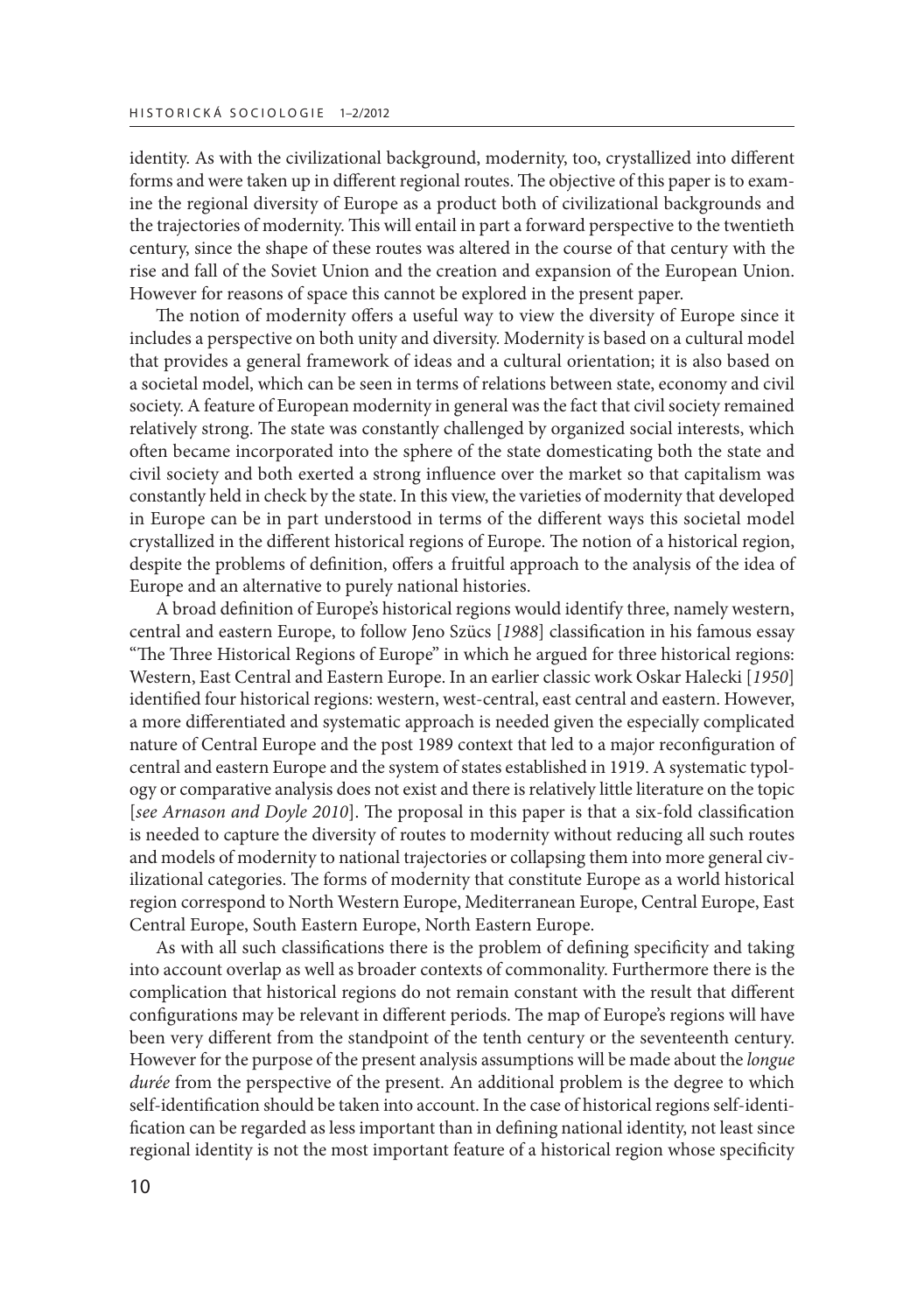identity. As with the civilizational background, modernity, too, crystallized into different forms and were taken up in different regional routes. The objective of this paper is to examine the regional diversity of Europe as a product both of civilizational backgrounds and the trajectories of modernity. This will entail in part a forward perspective to the twentieth century, since the shape of these routes was altered in the course of that century with the rise and fall of the Soviet Union and the creation and expansion of the European Union. However for reasons of space this cannot be explored in the present paper.

The notion of modernity offers a useful way to view the diversity of Europe since it includes a perspective on both unity and diversity. Modernity is based on a cultural model that provides a general framework of ideas and a cultural orientation; it is also based on a societal model, which can be seen in terms of relations between state, economy and civil society. A feature of European modernity in general was the fact that civil society remained relatively strong. The state was constantly challenged by organized social interests, which often became incorporated into the sphere of the state domesticating both the state and civil society and both exerted a strong influence over the market so that capitalism was constantly held in check by the state. In this view, the varieties of modernity that developed in Europe can be in part understood in terms of the different ways this societal model crystallized in the different historical regions of Europe. The notion of a historical region, despite the problems of definition, offers a fruitful approach to the analysis of the idea of Europe and an alternative to purely national histories.

A broad definition of Europe's historical regions would identify three, namely western, central and eastern Europe, to follow Jeno Szücs [*1988*] classification in his famous essay "The Three Historical Regions of Europe" in which he argued for three historical regions: Western, East Central and Eastern Europe. In an earlier classic work Oskar Halecki [*1950*] identified four historical regions: western, west-central, east central and eastern. However, a more differentiated and systematic approach is needed given the especially complicated nature of Central Europe and the post 1989 context that led to a major reconfiguration of central and eastern Europe and the system of states established in 1919. A systematic typology or comparative analysis does not exist and there is relatively little literature on the topic [*see Arnason and Doyle 2010*]. The proposal in this paper is that a six-fold classification is needed to capture the diversity of routes to modernity without reducing all such routes and models of modernity to national trajectories or collapsing them into more general civilizational categories. The forms of modernity that constitute Europe as a world historical region correspond to North Western Europe, Mediterranean Europe, Central Europe, East Central Europe, South Eastern Europe, North Eastern Europe.

As with all such classifications there is the problem of defining specificity and taking into account overlap as well as broader contexts of commonality. Furthermore there is the complication that historical regions do not remain constant with the result that different configurations may be relevant in different periods. The map of Europe's regions will have been very different from the standpoint of the tenth century or the seventeenth century. However for the purpose of the present analysis assumptions will be made about the *longue durée* from the perspective of the present. An additional problem is the degree to which self-identification should be taken into account. In the case of historical regions self-identification can be regarded as less important than in defining national identity, not least since regional identity is not the most important feature of a historical region whose specificity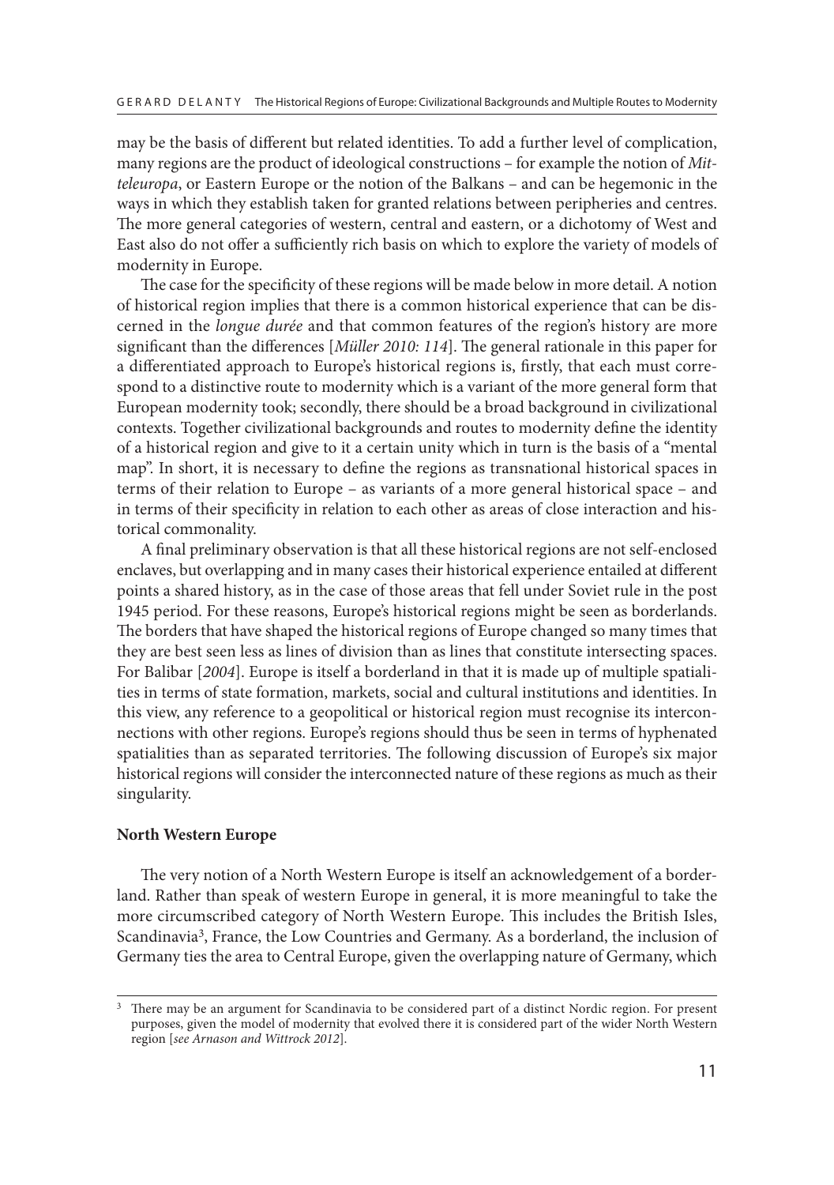may be the basis of different but related identities. To add a further level of complication, many regions are the product of ideological constructions – for example the notion of *Mitteleuropa*, or Eastern Europe or the notion of the Balkans – and can be hegemonic in the ways in which they establish taken for granted relations between peripheries and centres. The more general categories of western, central and eastern, or a dichotomy of West and East also do not offer a sufficiently rich basis on which to explore the variety of models of modernity in Europe.

The case for the specificity of these regions will be made below in more detail. A notion of historical region implies that there is a common historical experience that can be discerned in the *longue durée* and that common features of the region's history are more significant than the differences [*Müller 2010: 114*]. The general rationale in this paper for a differentiated approach to Europe's historical regions is, firstly, that each must correspond to a distinctive route to modernity which is a variant of the more general form that European modernity took; secondly, there should be a broad background in civilizational contexts. Together civilizational backgrounds and routes to modernity define the identity of a historical region and give to it a certain unity which in turn is the basis of a "mental map". In short, it is necessary to define the regions as transnational historical spaces in terms of their relation to Europe – as variants of a more general historical space – and in terms of their specificity in relation to each other as areas of close interaction and historical commonality.

A final preliminary observation is that all these historical regions are not self-enclosed enclaves, but overlapping and in many cases their historical experience entailed at different points a shared history, as in the case of those areas that fell under Soviet rule in the post 1945 period. For these reasons, Europe's historical regions might be seen as borderlands. The borders that have shaped the historical regions of Europe changed so many times that they are best seen less as lines of division than as lines that constitute intersecting spaces. For Balibar [*2004*]. Europe is itself a borderland in that it is made up of multiple spatialities in terms of state formation, markets, social and cultural institutions and identities. In this view, any reference to a geopolitical or historical region must recognise its interconnections with other regions. Europe's regions should thus be seen in terms of hyphenated spatialities than as separated territories. The following discussion of Europe's six major historical regions will consider the interconnected nature of these regions as much as their singularity.

**North Western Europe**

The very notion of a North Western Europe is itself an acknowledgement of a borderland. Rather than speak of western Europe in general, it is more meaningful to take the more circumscribed category of North Western Europe. This includes the British Isles, Scandinavia[3], France, the Low Countries and Germany. As a borderland, the inclusion of Germany ties the area to Central Europe, given the overlapping nature of Germany, which

[3] There may be an argument for Scandinavia to be considered part of a distinct Nordic region. For present purposes, given the model of modernity that evolved there it is considered part of the wider North Western region [*see Arnason and Wittrock 2012*].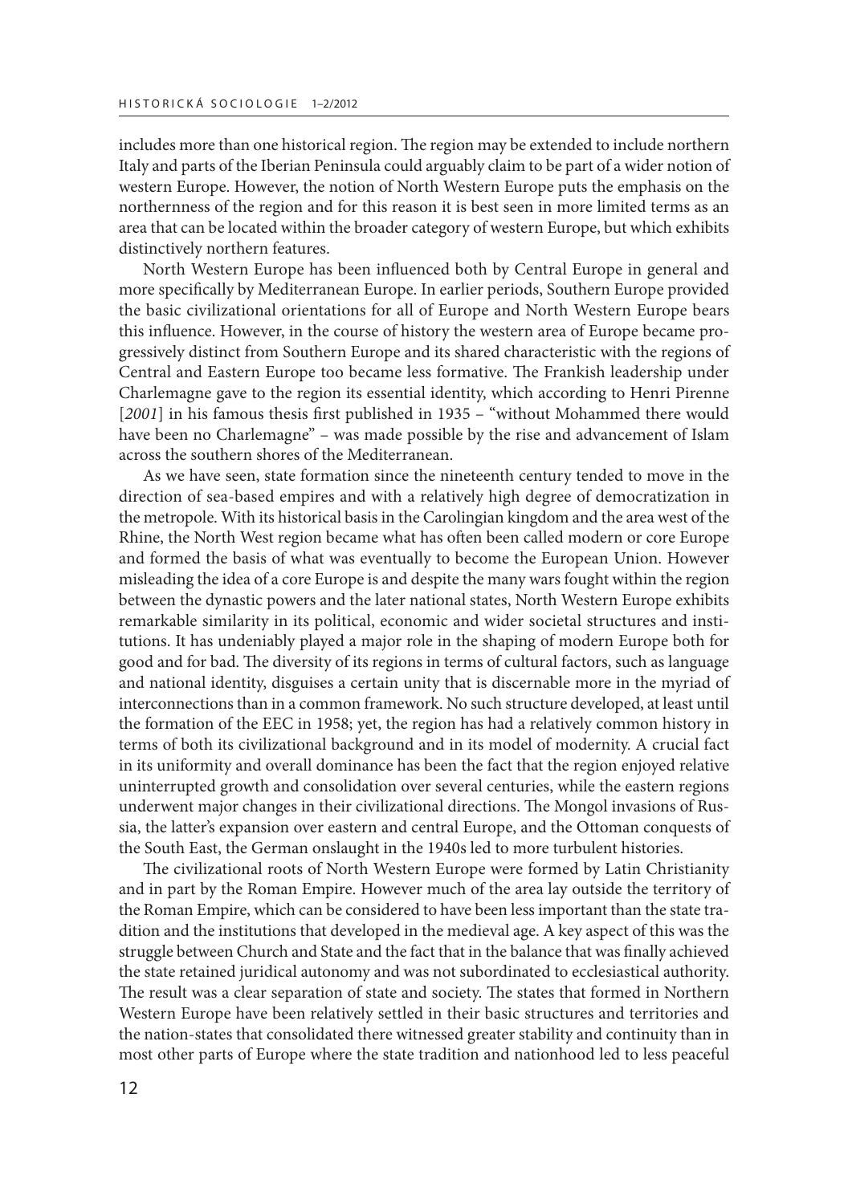includes more than one historical region. The region may be extended to include northern Italy and parts of the Iberian Peninsula could arguably claim to be part of a wider notion of western Europe. However, the notion of North Western Europe puts the emphasis on the northernness of the region and for this reason it is best seen in more limited terms as an area that can be located within the broader category of western Europe, but which exhibits distinctively northern features.

North Western Europe has been influenced both by Central Europe in general and more specifically by Mediterranean Europe. In earlier periods, Southern Europe provided the basic civilizational orientations for all of Europe and North Western Europe bears this influence. However, in the course of history the western area of Europe became progressively distinct from Southern Europe and its shared characteristic with the regions of Central and Eastern Europe too became less formative. The Frankish leadership under Charlemagne gave to the region its essential identity, which according to Henri Pirenne [*2001*] in his famous thesis first published in 1935 – "without Mohammed there would have been no Charlemagne" – was made possible by the rise and advancement of Islam across the southern shores of the Mediterranean.

As we have seen, state formation since the nineteenth century tended to move in the direction of sea-based empires and with a relatively high degree of democratization in the metropole. With its historical basis in the Carolingian kingdom and the area west of the Rhine, the North West region became what has often been called modern or core Europe and formed the basis of what was eventually to become the European Union. However misleading the idea of a core Europe is and despite the many wars fought within the region between the dynastic powers and the later national states, North Western Europe exhibits remarkable similarity in its political, economic and wider societal structures and institutions. It has undeniably played a major role in the shaping of modern Europe both for good and for bad. The diversity of its regions in terms of cultural factors, such as language and national identity, disguises a certain unity that is discernable more in the myriad of interconnections than in a common framework. No such structure developed, at least until the formation of the EEC in 1958; yet, the region has had a relatively common history in terms of both its civilizational background and in its model of modernity. A crucial fact in its uniformity and overall dominance has been the fact that the region enjoyed relative uninterrupted growth and consolidation over several centuries, while the eastern regions underwent major changes in their civilizational directions. The Mongol invasions of Russia, the latter's expansion over eastern and central Europe, and the Ottoman conquests of the South East, the German onslaught in the 1940s led to more turbulent histories.

The civilizational roots of North Western Europe were formed by Latin Christianity and in part by the Roman Empire. However much of the area lay outside the territory of the Roman Empire, which can be considered to have been less important than the state tradition and the institutions that developed in the medieval age. A key aspect of this was the struggle between Church and State and the fact that in the balance that was finally achieved the state retained juridical autonomy and was not subordinated to ecclesiastical authority. The result was a clear separation of state and society. The states that formed in Northern Western Europe have been relatively settled in their basic structures and territories and the nation-states that consolidated there witnessed greater stability and continuity than in most other parts of Europe where the state tradition and nationhood led to less peaceful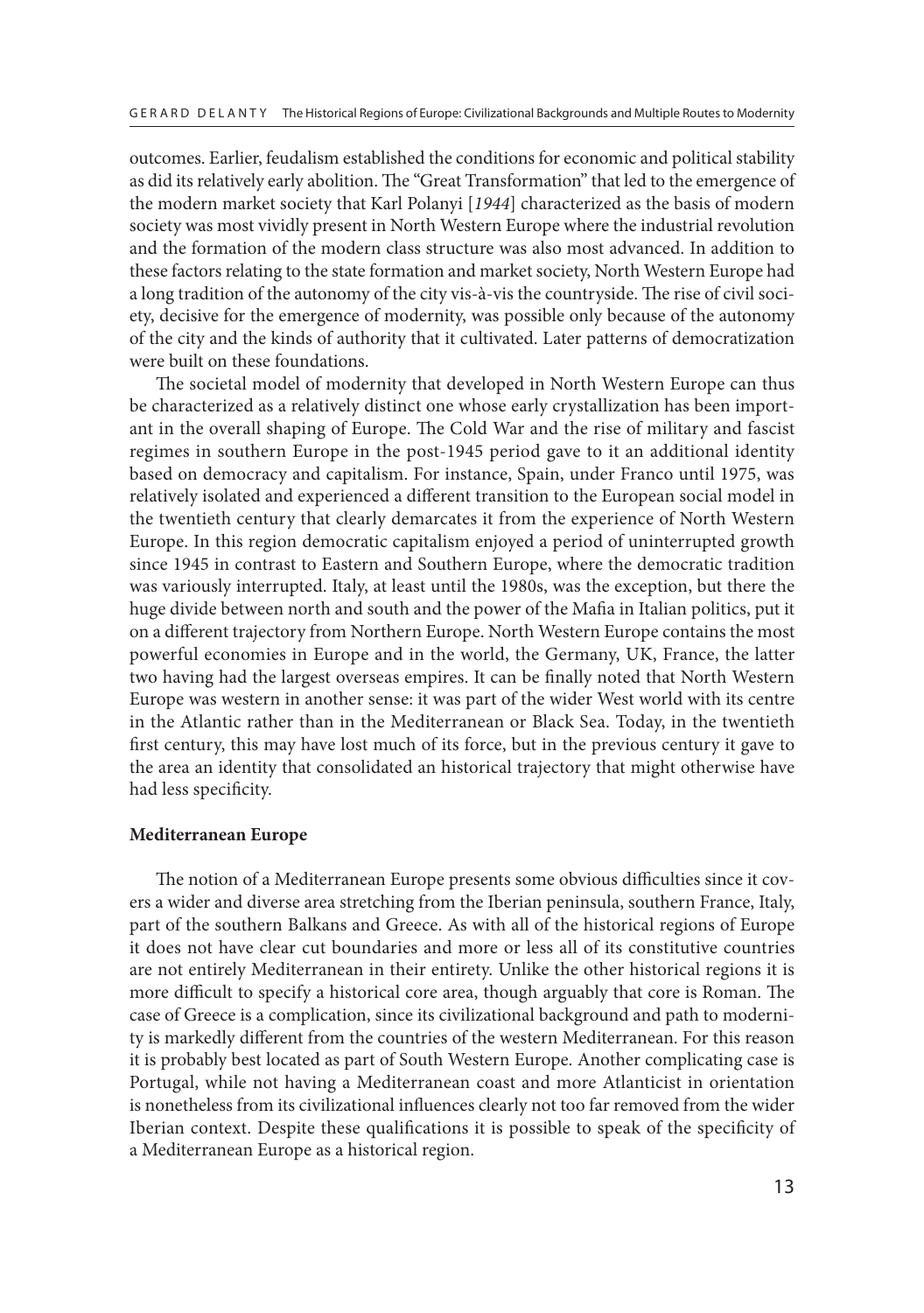outcomes. Earlier, feudalism established the conditions for economic and political stability as did its relatively early abolition. The "Great Transformation" that led to the emergence of the modern market society that Karl Polanyi [*1944*] characterized as the basis of modern society was most vividly present in North Western Europe where the industrial revolution and the formation of the modern class structure was also most advanced. In addition to these factors relating to the state formation and market society, North Western Europe had a long tradition of the autonomy of the city vis-à-vis the countryside. The rise of civil society, decisive for the emergence of modernity, was possible only because of the autonomy of the city and the kinds of authority that it cultivated. Later patterns of democratization were built on these foundations.

The societal model of modernity that developed in North Western Europe can thus be characterized as a relatively distinct one whose early crystallization has been important in the overall shaping of Europe. The Cold War and the rise of military and fascist regimes in southern Europe in the post-1945 period gave to it an additional identity based on democracy and capitalism. For instance, Spain, under Franco until 1975, was relatively isolated and experienced a different transition to the European social model in the twentieth century that clearly demarcates it from the experience of North Western Europe. In this region democratic capitalism enjoyed a period of uninterrupted growth since 1945 in contrast to Eastern and Southern Europe, where the democratic tradition was variously interrupted. Italy, at least until the 1980s, was the exception, but there the huge divide between north and south and the power of the Mafia in Italian politics, put it on a different trajectory from Northern Europe. North Western Europe contains the most powerful economies in Europe and in the world, the Germany, UK, France, the latter two having had the largest overseas empires. It can be finally noted that North Western Europe was western in another sense: it was part of the wider West world with its centre in the Atlantic rather than in the Mediterranean or Black Sea. Today, in the twentieth first century, this may have lost much of its force, but in the previous century it gave to the area an identity that consolidated an historical trajectory that might otherwise have had less specificity.

### Mediterranean Europe

The notion of a Mediterranean Europe presents some obvious difficulties since it covers a wider and diverse area stretching from the Iberian peninsula, southern France, Italy, part of the southern Balkans and Greece. As with all of the historical regions of Europe it does not have clear cut boundaries and more or less all of its constitutive countries are not entirely Mediterranean in their entirety. Unlike the other historical regions it is more difficult to specify a historical core area, though arguably that core is Roman. The case of Greece is a complication, since its civilizational background and path to modernity is markedly different from the countries of the western Mediterranean. For this reason it is probably best located as part of South Western Europe. Another complicating case is Portugal, while not having a Mediterranean coast and more Atlanticist in orientation is nonetheless from its civilizational influences clearly not too far removed from the wider Iberian context. Despite these qualifications it is possible to speak of the specificity of a Mediterranean Europe as a historical region.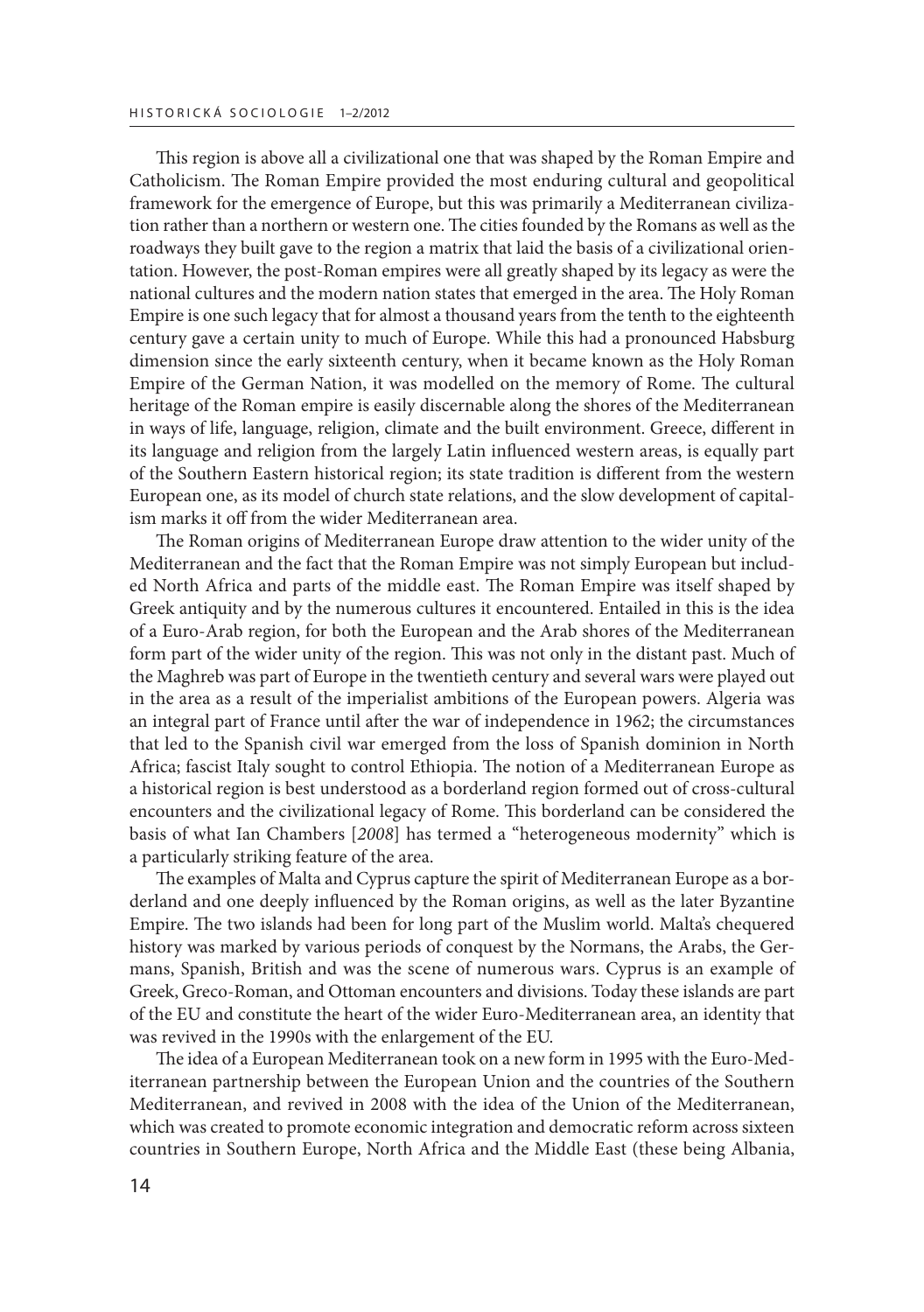This region is above all a civilizational one that was shaped by the Roman Empire and Catholicism. The Roman Empire provided the most enduring cultural and geopolitical framework for the emergence of Europe, but this was primarily a Mediterranean civilization rather than a northern or western one. The cities founded by the Romans as well as the roadways they built gave to the region a matrix that laid the basis of a civilizational orientation. However, the post-Roman empires were all greatly shaped by its legacy as were the national cultures and the modern nation states that emerged in the area. The Holy Roman Empire is one such legacy that for almost a thousand years from the tenth to the eighteenth century gave a certain unity to much of Europe. While this had a pronounced Habsburg dimension since the early sixteenth century, when it became known as the Holy Roman Empire of the German Nation, it was modelled on the memory of Rome. The cultural heritage of the Roman empire is easily discernable along the shores of the Mediterranean in ways of life, language, religion, climate and the built environment. Greece, different in its language and religion from the largely Latin influenced western areas, is equally part of the Southern Eastern historical region; its state tradition is different from the western European one, as its model of church state relations, and the slow development of capitalism marks it off from the wider Mediterranean area.

The Roman origins of Mediterranean Europe draw attention to the wider unity of the Mediterranean and the fact that the Roman Empire was not simply European but included North Africa and parts of the middle east. The Roman Empire was itself shaped by Greek antiquity and by the numerous cultures it encountered. Entailed in this is the idea of a Euro-Arab region, for both the European and the Arab shores of the Mediterranean form part of the wider unity of the region. This was not only in the distant past. Much of the Maghreb was part of Europe in the twentieth century and several wars were played out in the area as a result of the imperialist ambitions of the European powers. Algeria was an integral part of France until after the war of independence in 1962; the circumstances that led to the Spanish civil war emerged from the loss of Spanish dominion in North Africa; fascist Italy sought to control Ethiopia. The notion of a Mediterranean Europe as a historical region is best understood as a borderland region formed out of cross-cultural encounters and the civilizational legacy of Rome. This borderland can be considered the basis of what Ian Chambers [*2008*] has termed a "heterogeneous modernity" which is a particularly striking feature of the area.

The examples of Malta and Cyprus capture the spirit of Mediterranean Europe as a borderland and one deeply influenced by the Roman origins, as well as the later Byzantine Empire. The two islands had been for long part of the Muslim world. Malta's chequered history was marked by various periods of conquest by the Normans, the Arabs, the Germans, Spanish, British and was the scene of numerous wars. Cyprus is an example of Greek, Greco-Roman, and Ottoman encounters and divisions. Today these islands are part of the EU and constitute the heart of the wider Euro-Mediterranean area, an identity that was revived in the 1990s with the enlargement of the EU.

The idea of a European Mediterranean took on a new form in 1995 with the Euro-Mediterranean partnership between the European Union and the countries of the Southern Mediterranean, and revived in 2008 with the idea of the Union of the Mediterranean, which was created to promote economic integration and democratic reform across sixteen countries in Southern Europe, North Africa and the Middle East (these being Albania,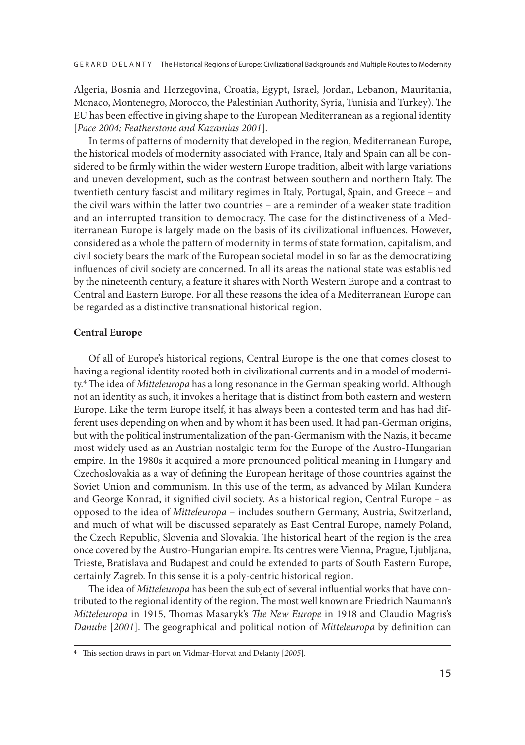Algeria, Bosnia and Herzegovina, Croatia, Egypt, Israel, Jordan, Lebanon, Mauritania, Monaco, Montenegro, Morocco, the Palestinian Authority, Syria, Tunisia and Turkey). The EU has been effective in giving shape to the European Mediterranean as a regional identity [*Pace 2004; Featherstone and Kazamias 2001*].

In terms of patterns of modernity that developed in the region, Mediterranean Europe, the historical models of modernity associated with France, Italy and Spain can all be considered to be firmly within the wider western Europe tradition, albeit with large variations and uneven development, such as the contrast between southern and northern Italy. The twentieth century fascist and military regimes in Italy, Portugal, Spain, and Greece – and the civil wars within the latter two countries – are a reminder of a weaker state tradition and an interrupted transition to democracy. The case for the distinctiveness of a Mediterranean Europe is largely made on the basis of its civilizational influences. However, considered as a whole the pattern of modernity in terms of state formation, capitalism, and civil society bears the mark of the European societal model in so far as the democratizing influences of civil society are concerned. In all its areas the national state was established by the nineteenth century, a feature it shares with North Western Europe and a contrast to Central and Eastern Europe. For all these reasons the idea of a Mediterranean Europe can be regarded as a distinctive transnational historical region.

**Central Europe**

Of all of Europe's historical regions, Central Europe is the one that comes closest to having a regional identity rooted both in civilizational currents and in a model of modernity.[4] The idea of *Mitteleuropa* has a long resonance in the German speaking world. Although not an identity as such, it invokes a heritage that is distinct from both eastern and western Europe. Like the term Europe itself, it has always been a contested term and has had different uses depending on when and by whom it has been used. It had pan-German origins, but with the political instrumentalization of the pan-Germanism with the Nazis, it became most widely used as an Austrian nostalgic term for the Europe of the Austro-Hungarian empire. In the 1980s it acquired a more pronounced political meaning in Hungary and Czechoslovakia as a way of defining the European heritage of those countries against the Soviet Union and communism. In this use of the term, as advanced by Milan Kundera and George Konrad, it signified civil society. As a historical region, Central Europe – as opposed to the idea of *Mitteleuropa* – includes southern Germany, Austria, Switzerland, and much of what will be discussed separately as East Central Europe, namely Poland, the Czech Republic, Slovenia and Slovakia. The historical heart of the region is the area once covered by the Austro-Hungarian empire. Its centres were Vienna, Prague, Ljubljana, Trieste, Bratislava and Budapest and could be extended to parts of South Eastern Europe, certainly Zagreb. In this sense it is a poly-centric historical region.

The idea of *Mitteleuropa* has been the subject of several influential works that have contributed to the regional identity of the region. The most well known are Friedrich Naumann's *Mitteleuropa* in 1915, Thomas Masaryk's *The New Europe* in 1918 and Claudio Magris's *Danube* [*2001*]. The geographical and political notion of *Mitteleuropa* by definition can

[4] This section draws in part on Vidmar-Horvat and Delanty [*2005*].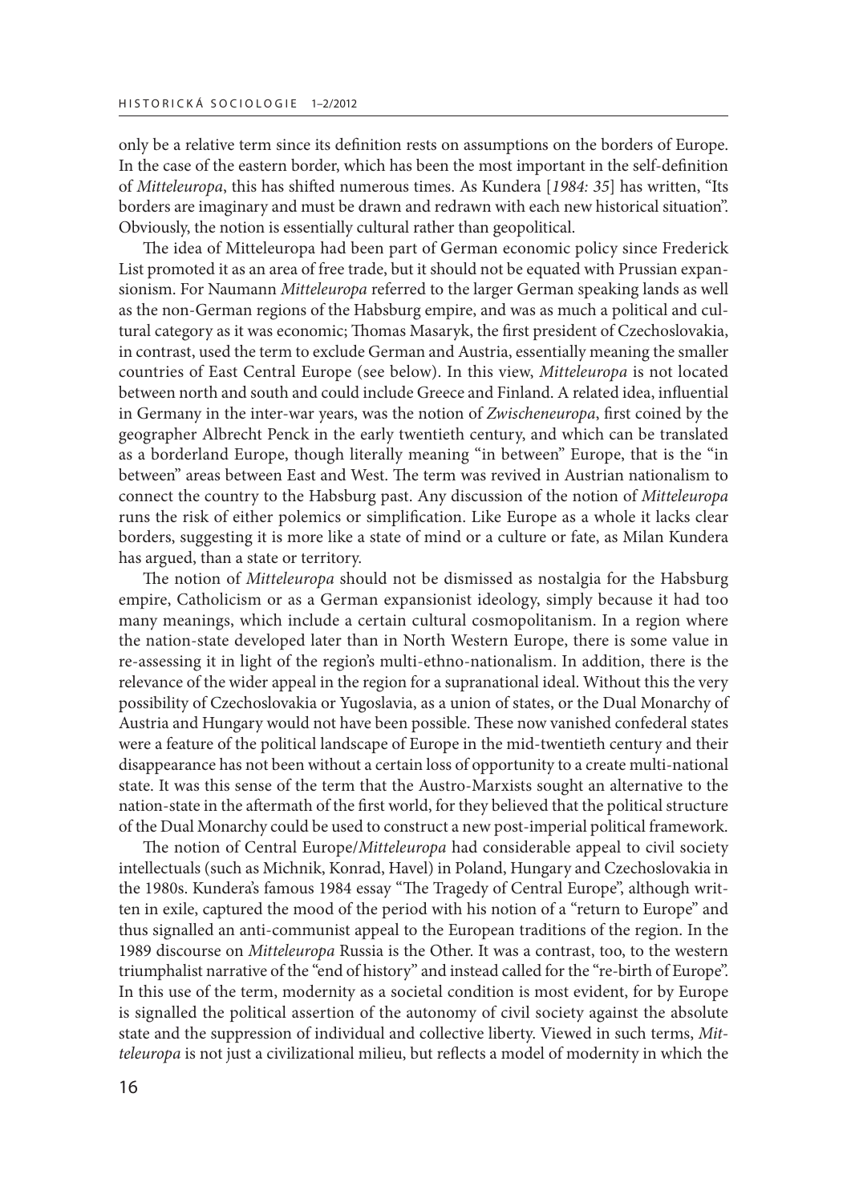only be a relative term since its definition rests on assumptions on the borders of Europe. In the case of the eastern border, which has been the most important in the self-definition of *Mitteleuropa*, this has shifted numerous times. As Kundera [*1984: 35*] has written, "Its borders are imaginary and must be drawn and redrawn with each new historical situation". Obviously, the notion is essentially cultural rather than geopolitical.

The idea of Mitteleuropa had been part of German economic policy since Frederick List promoted it as an area of free trade, but it should not be equated with Prussian expansionism. For Naumann *Mitteleuropa* referred to the larger German speaking lands as well as the non-German regions of the Habsburg empire, and was as much a political and cultural category as it was economic; Thomas Masaryk, the first president of Czechoslovakia, in contrast, used the term to exclude German and Austria, essentially meaning the smaller countries of East Central Europe (see below). In this view, *Mitteleuropa* is not located between north and south and could include Greece and Finland. A related idea, influential in Germany in the inter-war years, was the notion of *Zwischeneuropa*, first coined by the geographer Albrecht Penck in the early twentieth century, and which can be translated as a borderland Europe, though literally meaning "in between" Europe, that is the "in between" areas between East and West. The term was revived in Austrian nationalism to connect the country to the Habsburg past. Any discussion of the notion of *Mitteleuropa* runs the risk of either polemics or simplification. Like Europe as a whole it lacks clear borders, suggesting it is more like a state of mind or a culture or fate, as Milan Kundera has argued, than a state or territory.

The notion of *Mitteleuropa* should not be dismissed as nostalgia for the Habsburg empire, Catholicism or as a German expansionist ideology, simply because it had too many meanings, which include a certain cultural cosmopolitanism. In a region where the nation-state developed later than in North Western Europe, there is some value in re-assessing it in light of the region's multi-ethno-nationalism. In addition, there is the relevance of the wider appeal in the region for a supranational ideal. Without this the very possibility of Czechoslovakia or Yugoslavia, as a union of states, or the Dual Monarchy of Austria and Hungary would not have been possible. These now vanished confederal states were a feature of the political landscape of Europe in the mid-twentieth century and their disappearance has not been without a certain loss of opportunity to a create multi-national state. It was this sense of the term that the Austro-Marxists sought an alternative to the nation-state in the aftermath of the first world, for they believed that the political structure of the Dual Monarchy could be used to construct a new post-imperial political framework.

The notion of Central Europe/*Mitteleuropa* had considerable appeal to civil society intellectuals (such as Michnik, Konrad, Havel) in Poland, Hungary and Czechoslovakia in the 1980s. Kundera's famous 1984 essay "The Tragedy of Central Europe", although written in exile, captured the mood of the period with his notion of a "return to Europe" and thus signalled an anti-communist appeal to the European traditions of the region. In the 1989 discourse on *Mitteleuropa* Russia is the Other. It was a contrast, too, to the western triumphalist narrative of the "end of history" and instead called for the "re-birth of Europe". In this use of the term, modernity as a societal condition is most evident, for by Europe is signalled the political assertion of the autonomy of civil society against the absolute state and the suppression of individual and collective liberty. Viewed in such terms, *Mitteleuropa* is not just a civilizational milieu, but reflects a model of modernity in which the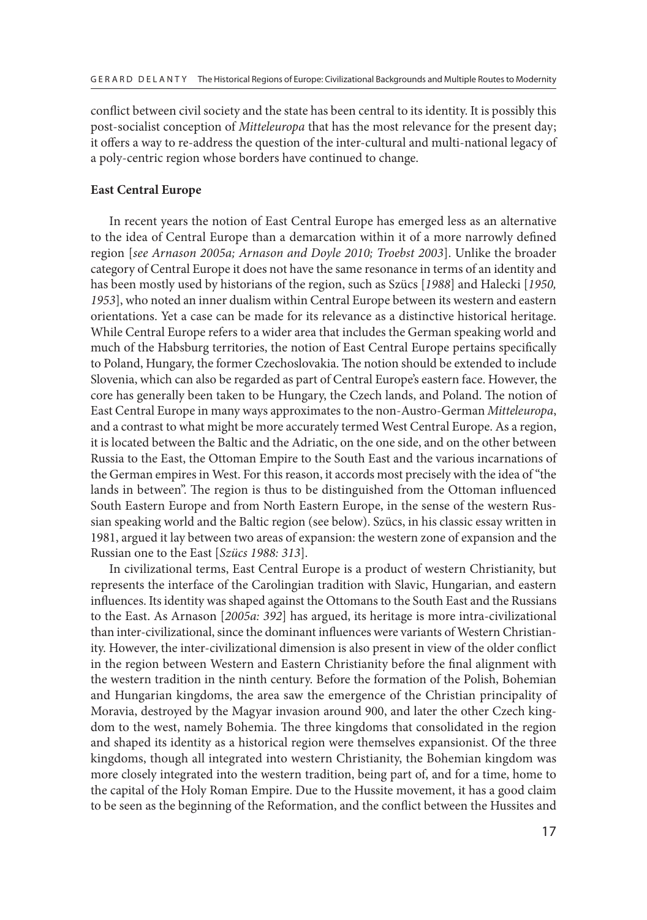conflict between civil society and the state has been central to its identity. It is possibly this post-socialist conception of *Mitteleuropa* that has the most relevance for the present day; it offers a way to re-address the question of the inter-cultural and multi-national legacy of a poly-centric region whose borders have continued to change.

### East Central Europe

In recent years the notion of East Central Europe has emerged less as an alternative to the idea of Central Europe than a demarcation within it of a more narrowly defined region [*see Arnason 2005a; Arnason and Doyle 2010; Troebst 2003*]. Unlike the broader category of Central Europe it does not have the same resonance in terms of an identity and has been mostly used by historians of the region, such as Szücs [*1988*] and Halecki [*1950, 1953*], who noted an inner dualism within Central Europe between its western and eastern orientations. Yet a case can be made for its relevance as a distinctive historical heritage. While Central Europe refers to a wider area that includes the German speaking world and much of the Habsburg territories, the notion of East Central Europe pertains specifically to Poland, Hungary, the former Czechoslovakia. The notion should be extended to include Slovenia, which can also be regarded as part of Central Europe's eastern face. However, the core has generally been taken to be Hungary, the Czech lands, and Poland. The notion of East Central Europe in many ways approximates to the non-Austro-German *Mitteleuropa*, and a contrast to what might be more accurately termed West Central Europe. As a region, it is located between the Baltic and the Adriatic, on the one side, and on the other between Russia to the East, the Ottoman Empire to the South East and the various incarnations of the German empires in West. For this reason, it accords most precisely with the idea of "the lands in between". The region is thus to be distinguished from the Ottoman influenced South Eastern Europe and from North Eastern Europe, in the sense of the western Russian speaking world and the Baltic region (see below). Szücs, in his classic essay written in 1981, argued it lay between two areas of expansion: the western zone of expansion and the Russian one to the East [*Szücs 1988: 313*].

In civilizational terms, East Central Europe is a product of western Christianity, but represents the interface of the Carolingian tradition with Slavic, Hungarian, and eastern influences. Its identity was shaped against the Ottomans to the South East and the Russians to the East. As Arnason [*2005a: 392*] has argued, its heritage is more intra-civilizational than inter-civilizational, since the dominant influences were variants of Western Christianity. However, the inter-civilizational dimension is also present in view of the older conflict in the region between Western and Eastern Christianity before the final alignment with the western tradition in the ninth century. Before the formation of the Polish, Bohemian and Hungarian kingdoms, the area saw the emergence of the Christian principality of Moravia, destroyed by the Magyar invasion around 900, and later the other Czech kingdom to the west, namely Bohemia. The three kingdoms that consolidated in the region and shaped its identity as a historical region were themselves expansionist. Of the three kingdoms, though all integrated into western Christianity, the Bohemian kingdom was more closely integrated into the western tradition, being part of, and for a time, home to the capital of the Holy Roman Empire. Due to the Hussite movement, it has a good claim to be seen as the beginning of the Reformation, and the conflict between the Hussites and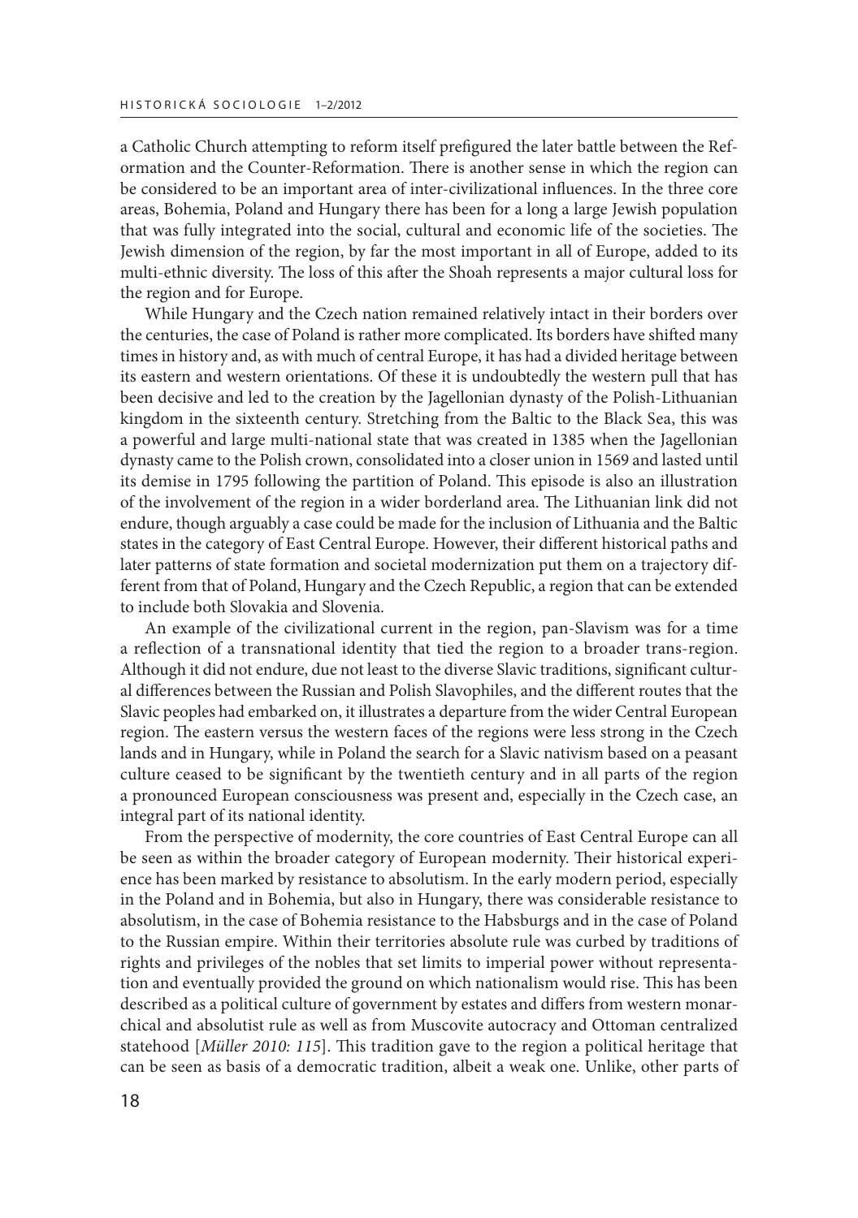a Catholic Church attempting to reform itself prefigured the later battle between the Reformation and the Counter-Reformation. There is another sense in which the region can be considered to be an important area of inter-civilizational influences. In the three core areas, Bohemia, Poland and Hungary there has been for a long a large Jewish population that was fully integrated into the social, cultural and economic life of the societies. The Jewish dimension of the region, by far the most important in all of Europe, added to its multi-ethnic diversity. The loss of this after the Shoah represents a major cultural loss for the region and for Europe.

While Hungary and the Czech nation remained relatively intact in their borders over the centuries, the case of Poland is rather more complicated. Its borders have shifted many times in history and, as with much of central Europe, it has had a divided heritage between its eastern and western orientations. Of these it is undoubtedly the western pull that has been decisive and led to the creation by the Jagellonian dynasty of the Polish-Lithuanian kingdom in the sixteenth century. Stretching from the Baltic to the Black Sea, this was a powerful and large multi-national state that was created in 1385 when the Jagellonian dynasty came to the Polish crown, consolidated into a closer union in 1569 and lasted until its demise in 1795 following the partition of Poland. This episode is also an illustration of the involvement of the region in a wider borderland area. The Lithuanian link did not endure, though arguably a case could be made for the inclusion of Lithuania and the Baltic states in the category of East Central Europe. However, their different historical paths and later patterns of state formation and societal modernization put them on a trajectory different from that of Poland, Hungary and the Czech Republic, a region that can be extended to include both Slovakia and Slovenia.

An example of the civilizational current in the region, pan-Slavism was for a time a reflection of a transnational identity that tied the region to a broader trans-region. Although it did not endure, due not least to the diverse Slavic traditions, significant cultural differences between the Russian and Polish Slavophiles, and the different routes that the Slavic peoples had embarked on, it illustrates a departure from the wider Central European region. The eastern versus the western faces of the regions were less strong in the Czech lands and in Hungary, while in Poland the search for a Slavic nativism based on a peasant culture ceased to be significant by the twentieth century and in all parts of the region a pronounced European consciousness was present and, especially in the Czech case, an integral part of its national identity.

From the perspective of modernity, the core countries of East Central Europe can all be seen as within the broader category of European modernity. Their historical experience has been marked by resistance to absolutism. In the early modern period, especially in the Poland and in Bohemia, but also in Hungary, there was considerable resistance to absolutism, in the case of Bohemia resistance to the Habsburgs and in the case of Poland to the Russian empire. Within their territories absolute rule was curbed by traditions of rights and privileges of the nobles that set limits to imperial power without representation and eventually provided the ground on which nationalism would rise. This has been described as a political culture of government by estates and differs from western monarchical and absolutist rule as well as from Muscovite autocracy and Ottoman centralized statehood [*Müller 2010: 115*]. This tradition gave to the region a political heritage that can be seen as basis of a democratic tradition, albeit a weak one. Unlike, other parts of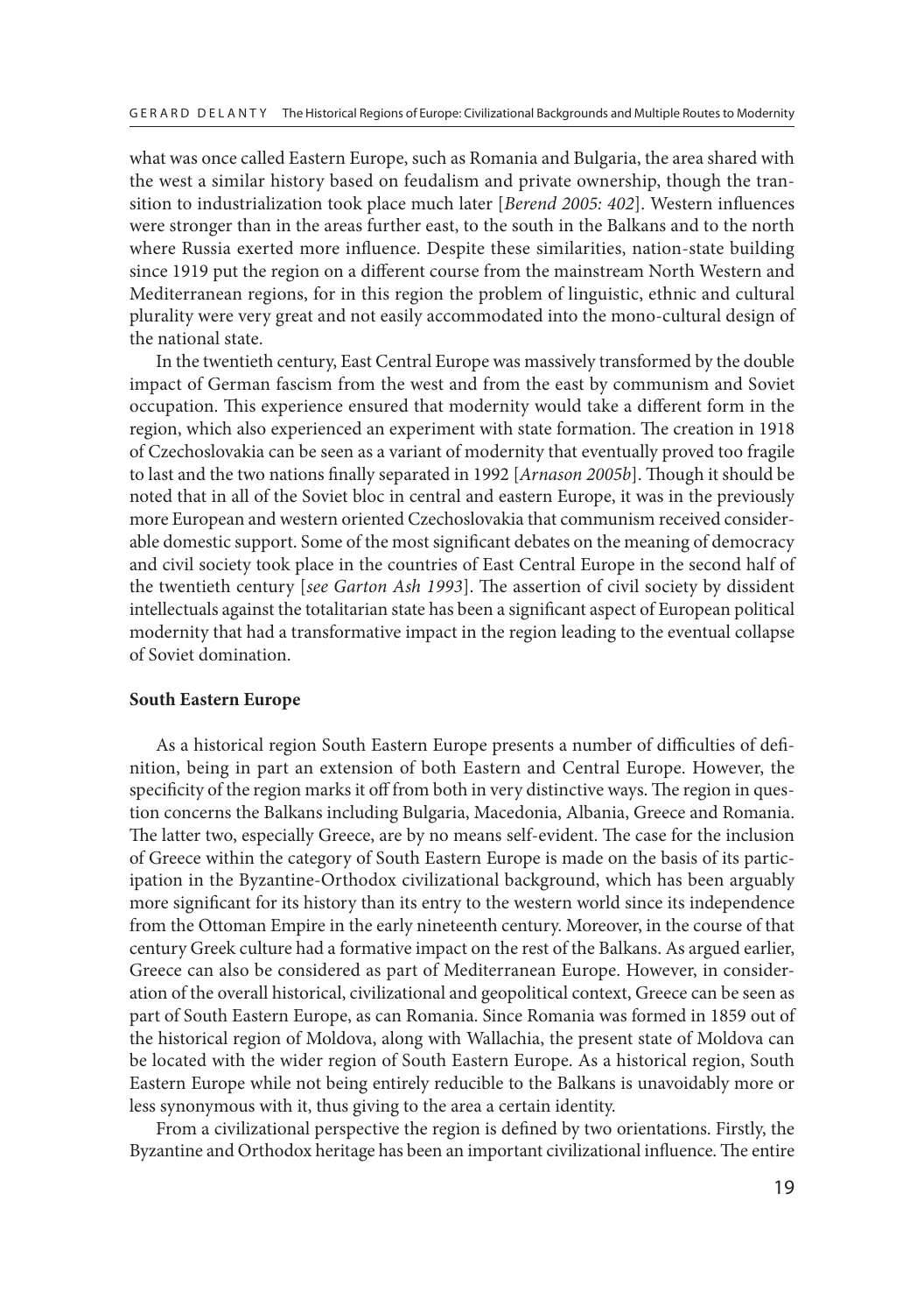what was once called Eastern Europe, such as Romania and Bulgaria, the area shared with the west a similar history based on feudalism and private ownership, though the transition to industrialization took place much later [*Berend 2005: 402*]. Western influences were stronger than in the areas further east, to the south in the Balkans and to the north where Russia exerted more influence. Despite these similarities, nation-state building since 1919 put the region on a different course from the mainstream North Western and Mediterranean regions, for in this region the problem of linguistic, ethnic and cultural plurality were very great and not easily accommodated into the mono-cultural design of the national state.

In the twentieth century, East Central Europe was massively transformed by the double impact of German fascism from the west and from the east by communism and Soviet occupation. This experience ensured that modernity would take a different form in the region, which also experienced an experiment with state formation. The creation in 1918 of Czechoslovakia can be seen as a variant of modernity that eventually proved too fragile to last and the two nations finally separated in 1992 [*Arnason 2005b*]. Though it should be noted that in all of the Soviet bloc in central and eastern Europe, it was in the previously more European and western oriented Czechoslovakia that communism received considerable domestic support. Some of the most significant debates on the meaning of democracy and civil society took place in the countries of East Central Europe in the second half of the twentieth century [*see Garton Ash 1993*]. The assertion of civil society by dissident intellectuals against the totalitarian state has been a significant aspect of European political modernity that had a transformative impact in the region leading to the eventual collapse of Soviet domination.

**South Eastern Europe**

As a historical region South Eastern Europe presents a number of difficulties of definition, being in part an extension of both Eastern and Central Europe. However, the specificity of the region marks it off from both in very distinctive ways. The region in question concerns the Balkans including Bulgaria, Macedonia, Albania, Greece and Romania. The latter two, especially Greece, are by no means self-evident. The case for the inclusion of Greece within the category of South Eastern Europe is made on the basis of its participation in the Byzantine-Orthodox civilizational background, which has been arguably more significant for its history than its entry to the western world since its independence from the Ottoman Empire in the early nineteenth century. Moreover, in the course of that century Greek culture had a formative impact on the rest of the Balkans. As argued earlier, Greece can also be considered as part of Mediterranean Europe. However, in consideration of the overall historical, civilizational and geopolitical context, Greece can be seen as part of South Eastern Europe, as can Romania. Since Romania was formed in 1859 out of the historical region of Moldova, along with Wallachia, the present state of Moldova can be located with the wider region of South Eastern Europe. As a historical region, South Eastern Europe while not being entirely reducible to the Balkans is unavoidably more or less synonymous with it, thus giving to the area a certain identity.

From a civilizational perspective the region is defined by two orientations. Firstly, the Byzantine and Orthodox heritage has been an important civilizational influence. The entire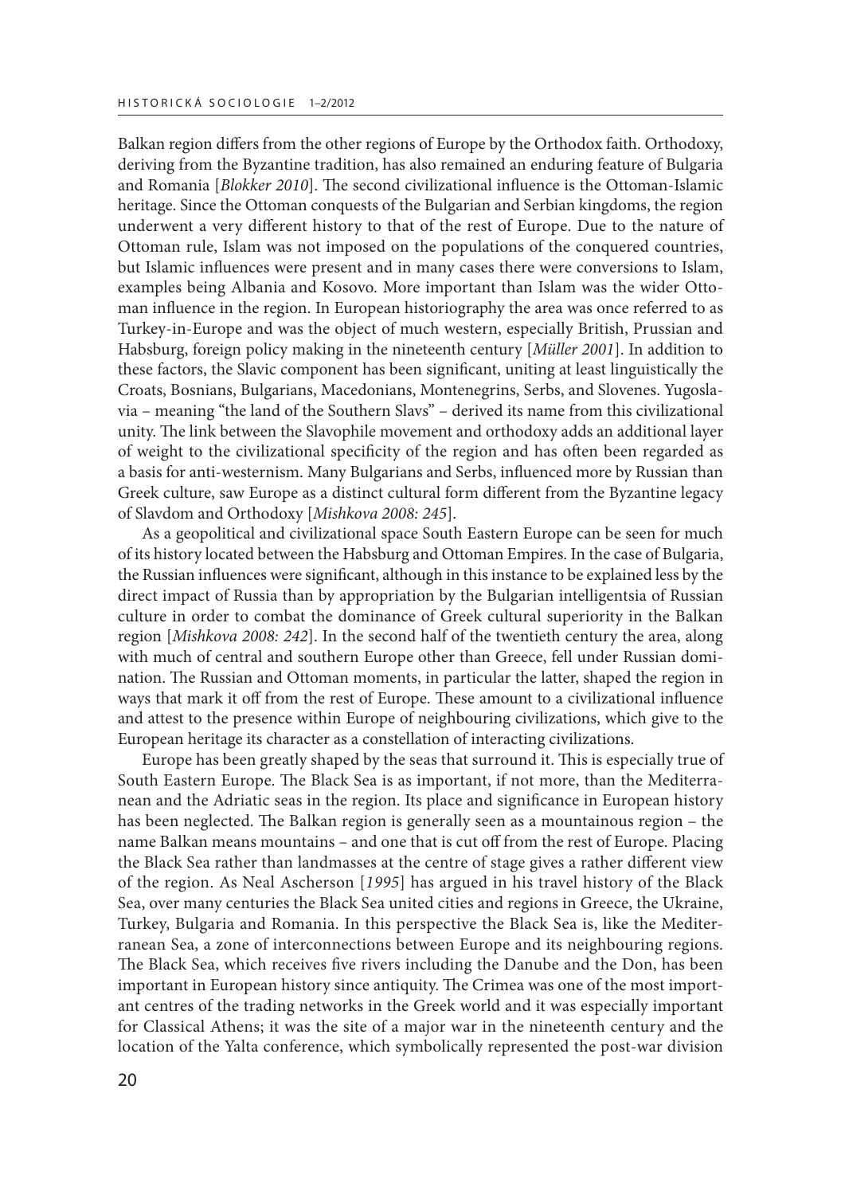Balkan region differs from the other regions of Europe by the Orthodox faith. Orthodoxy, deriving from the Byzantine tradition, has also remained an enduring feature of Bulgaria and Romania [*Blokker 2010*]. The second civilizational influence is the Ottoman-Islamic heritage. Since the Ottoman conquests of the Bulgarian and Serbian kingdoms, the region underwent a very different history to that of the rest of Europe. Due to the nature of Ottoman rule, Islam was not imposed on the populations of the conquered countries, but Islamic influences were present and in many cases there were conversions to Islam, examples being Albania and Kosovo. More important than Islam was the wider Ottoman influence in the region. In European historiography the area was once referred to as Turkey-in-Europe and was the object of much western, especially British, Prussian and Habsburg, foreign policy making in the nineteenth century [*Müller 2001*]. In addition to these factors, the Slavic component has been significant, uniting at least linguistically the Croats, Bosnians, Bulgarians, Macedonians, Montenegrins, Serbs, and Slovenes. Yugoslavia – meaning "the land of the Southern Slavs" – derived its name from this civilizational unity. The link between the Slavophile movement and orthodoxy adds an additional layer of weight to the civilizational specificity of the region and has often been regarded as a basis for anti-westernism. Many Bulgarians and Serbs, influenced more by Russian than Greek culture, saw Europe as a distinct cultural form different from the Byzantine legacy of Slavdom and Orthodoxy [*Mishkova 2008: 245*].

As a geopolitical and civilizational space South Eastern Europe can be seen for much of its history located between the Habsburg and Ottoman Empires. In the case of Bulgaria, the Russian influences were significant, although in this instance to be explained less by the direct impact of Russia than by appropriation by the Bulgarian intelligentsia of Russian culture in order to combat the dominance of Greek cultural superiority in the Balkan region [*Mishkova 2008: 242*]. In the second half of the twentieth century the area, along with much of central and southern Europe other than Greece, fell under Russian domination. The Russian and Ottoman moments, in particular the latter, shaped the region in ways that mark it off from the rest of Europe. These amount to a civilizational influence and attest to the presence within Europe of neighbouring civilizations, which give to the European heritage its character as a constellation of interacting civilizations.

Europe has been greatly shaped by the seas that surround it. This is especially true of South Eastern Europe. The Black Sea is as important, if not more, than the Mediterranean and the Adriatic seas in the region. Its place and significance in European history has been neglected. The Balkan region is generally seen as a mountainous region – the name Balkan means mountains – and one that is cut off from the rest of Europe. Placing the Black Sea rather than landmasses at the centre of stage gives a rather different view of the region. As Neal Ascherson [*1995*] has argued in his travel history of the Black Sea, over many centuries the Black Sea united cities and regions in Greece, the Ukraine, Turkey, Bulgaria and Romania. In this perspective the Black Sea is, like the Mediterranean Sea, a zone of interconnections between Europe and its neighbouring regions. The Black Sea, which receives five rivers including the Danube and the Don, has been important in European history since antiquity. The Crimea was one of the most important centres of the trading networks in the Greek world and it was especially important for Classical Athens; it was the site of a major war in the nineteenth century and the location of the Yalta conference, which symbolically represented the post-war division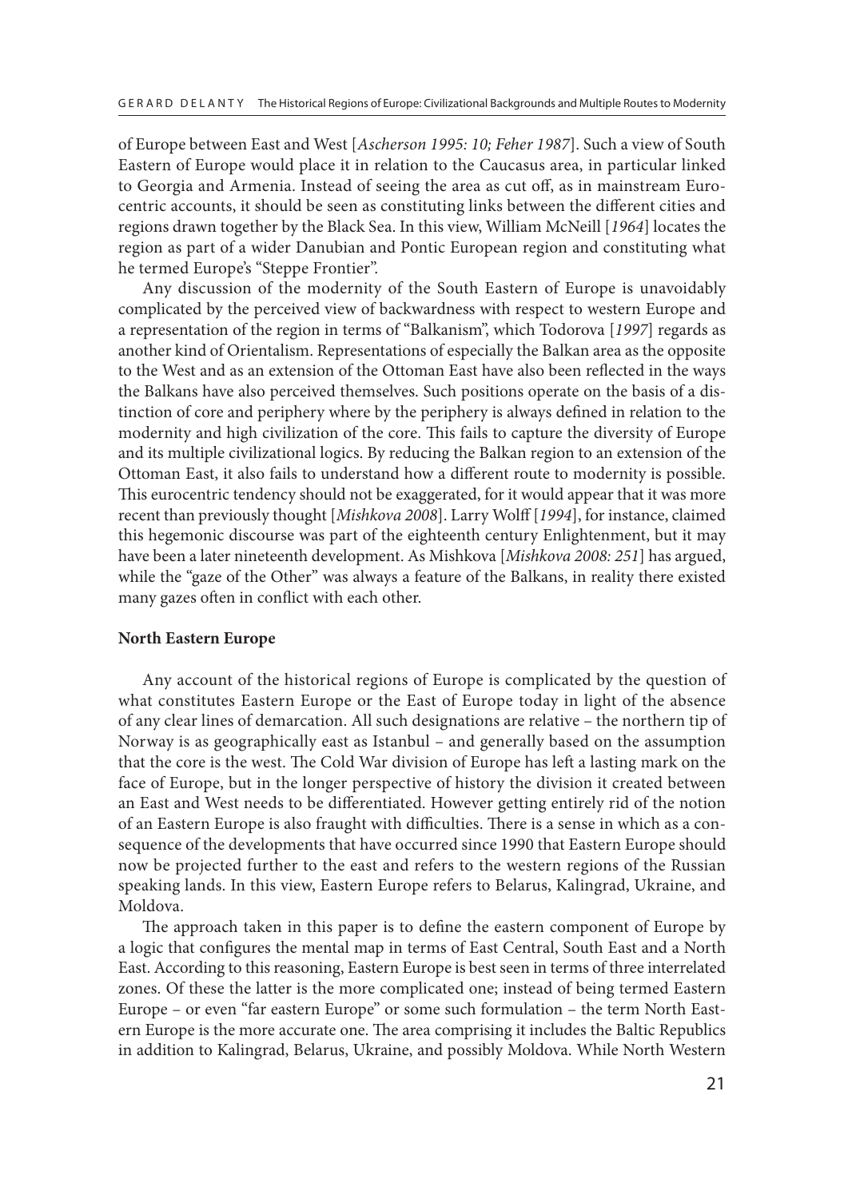of Europe between East and West [*Ascherson 1995: 10; Feher 1987*]. Such a view of South Eastern of Europe would place it in relation to the Caucasus area, in particular linked to Georgia and Armenia. Instead of seeing the area as cut off, as in mainstream Eurocentric accounts, it should be seen as constituting links between the different cities and regions drawn together by the Black Sea. In this view, William McNeill [*1964*] locates the region as part of a wider Danubian and Pontic European region and constituting what he termed Europe's "Steppe Frontier".

Any discussion of the modernity of the South Eastern of Europe is unavoidably complicated by the perceived view of backwardness with respect to western Europe and a representation of the region in terms of "Balkanism", which Todorova [*1997*] regards as another kind of Orientalism. Representations of especially the Balkan area as the opposite to the West and as an extension of the Ottoman East have also been reflected in the ways the Balkans have also perceived themselves. Such positions operate on the basis of a distinction of core and periphery where by the periphery is always defined in relation to the modernity and high civilization of the core. This fails to capture the diversity of Europe and its multiple civilizational logics. By reducing the Balkan region to an extension of the Ottoman East, it also fails to understand how a different route to modernity is possible. This eurocentric tendency should not be exaggerated, for it would appear that it was more recent than previously thought [*Mishkova 2008*]. Larry Wolff [*1994*], for instance, claimed this hegemonic discourse was part of the eighteenth century Enlightenment, but it may have been a later nineteenth development. As Mishkova [*Mishkova 2008: 251*] has argued, while the "gaze of the Other" was always a feature of the Balkans, in reality there existed many gazes often in conflict with each other.

**North Eastern Europe**

Any account of the historical regions of Europe is complicated by the question of what constitutes Eastern Europe or the East of Europe today in light of the absence of any clear lines of demarcation. All such designations are relative – the northern tip of Norway is as geographically east as Istanbul – and generally based on the assumption that the core is the west. The Cold War division of Europe has left a lasting mark on the face of Europe, but in the longer perspective of history the division it created between an East and West needs to be differentiated. However getting entirely rid of the notion of an Eastern Europe is also fraught with difficulties. There is a sense in which as a consequence of the developments that have occurred since 1990 that Eastern Europe should now be projected further to the east and refers to the western regions of the Russian speaking lands. In this view, Eastern Europe refers to Belarus, Kalingrad, Ukraine, and Moldova.

The approach taken in this paper is to define the eastern component of Europe by a logic that configures the mental map in terms of East Central, South East and a North East. According to this reasoning, Eastern Europe is best seen in terms of three interrelated zones. Of these the latter is the more complicated one; instead of being termed Eastern Europe – or even "far eastern Europe" or some such formulation – the term North Eastern Europe is the more accurate one. The area comprising it includes the Baltic Republics in addition to Kalingrad, Belarus, Ukraine, and possibly Moldova. While North Western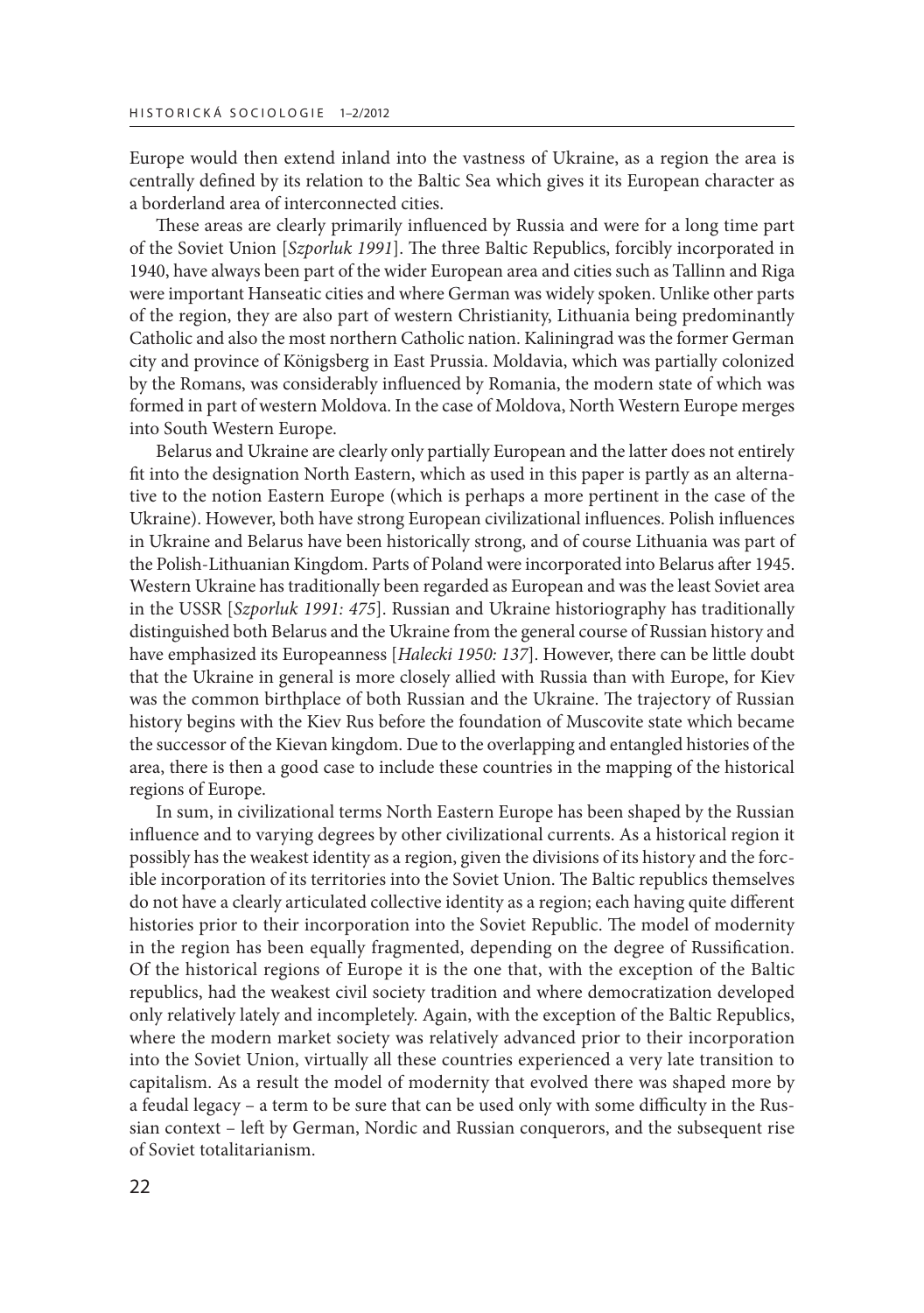Europe would then extend inland into the vastness of Ukraine, as a region the area is centrally defined by its relation to the Baltic Sea which gives it its European character as a borderland area of interconnected cities.

These areas are clearly primarily influenced by Russia and were for a long time part of the Soviet Union [*Szporluk 1991*]. The three Baltic Republics, forcibly incorporated in 1940, have always been part of the wider European area and cities such as Tallinn and Riga were important Hanseatic cities and where German was widely spoken. Unlike other parts of the region, they are also part of western Christianity, Lithuania being predominantly Catholic and also the most northern Catholic nation. Kaliningrad was the former German city and province of Königsberg in East Prussia. Moldavia, which was partially colonized by the Romans, was considerably influenced by Romania, the modern state of which was formed in part of western Moldova. In the case of Moldova, North Western Europe merges into South Western Europe.

Belarus and Ukraine are clearly only partially European and the latter does not entirely fit into the designation North Eastern, which as used in this paper is partly as an alternative to the notion Eastern Europe (which is perhaps a more pertinent in the case of the Ukraine). However, both have strong European civilizational influences. Polish influences in Ukraine and Belarus have been historically strong, and of course Lithuania was part of the Polish-Lithuanian Kingdom. Parts of Poland were incorporated into Belarus after 1945. Western Ukraine has traditionally been regarded as European and was the least Soviet area in the USSR [*Szporluk 1991: 475*]. Russian and Ukraine historiography has traditionally distinguished both Belarus and the Ukraine from the general course of Russian history and have emphasized its Europeanness [*Halecki 1950: 137*]. However, there can be little doubt that the Ukraine in general is more closely allied with Russia than with Europe, for Kiev was the common birthplace of both Russian and the Ukraine. The trajectory of Russian history begins with the Kiev Rus before the foundation of Muscovite state which became the successor of the Kievan kingdom. Due to the overlapping and entangled histories of the area, there is then a good case to include these countries in the mapping of the historical regions of Europe.

In sum, in civilizational terms North Eastern Europe has been shaped by the Russian influence and to varying degrees by other civilizational currents. As a historical region it possibly has the weakest identity as a region, given the divisions of its history and the forcible incorporation of its territories into the Soviet Union. The Baltic republics themselves do not have a clearly articulated collective identity as a region; each having quite different histories prior to their incorporation into the Soviet Republic. The model of modernity in the region has been equally fragmented, depending on the degree of Russification. Of the historical regions of Europe it is the one that, with the exception of the Baltic republics, had the weakest civil society tradition and where democratization developed only relatively lately and incompletely. Again, with the exception of the Baltic Republics, where the modern market society was relatively advanced prior to their incorporation into the Soviet Union, virtually all these countries experienced a very late transition to capitalism. As a result the model of modernity that evolved there was shaped more by a feudal legacy – a term to be sure that can be used only with some difficulty in the Russian context – left by German, Nordic and Russian conquerors, and the subsequent rise of Soviet totalitarianism.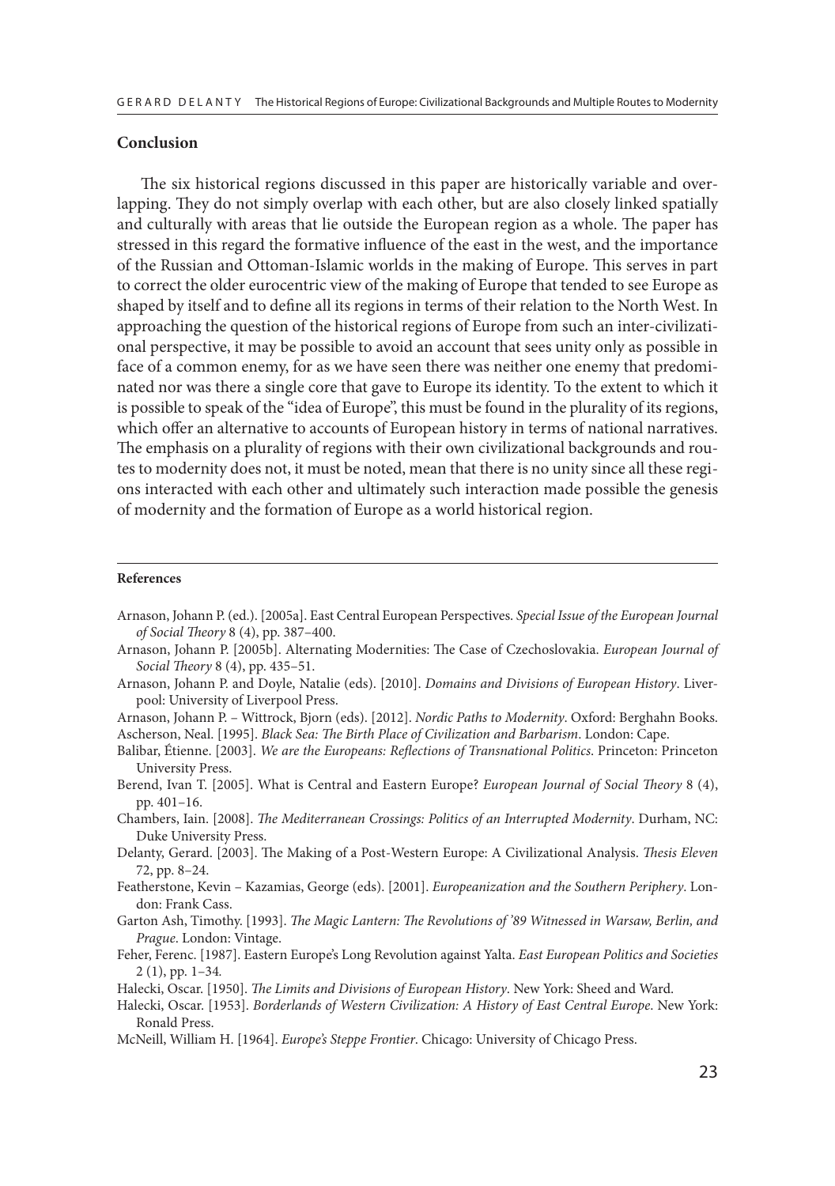## Conclusion

The six historical regions discussed in this paper are historically variable and overlapping. They do not simply overlap with each other, but are also closely linked spatially and culturally with areas that lie outside the European region as a whole. The paper has stressed in this regard the formative influence of the east in the west, and the importance of the Russian and Ottoman-Islamic worlds in the making of Europe. This serves in part to correct the older eurocentric view of the making of Europe that tended to see Europe as shaped by itself and to define all its regions in terms of their relation to the North West. In approaching the question of the historical regions of Europe from such an inter-civilizational perspective, it may be possible to avoid an account that sees unity only as possible in face of a common enemy, for as we have seen there was neither one enemy that predominated nor was there a single core that gave to Europe its identity. To the extent to which it is possible to speak of the "idea of Europe", this must be found in the plurality of its regions, which offer an alternative to accounts of European history in terms of national narratives. The emphasis on a plurality of regions with their own civilizational backgrounds and routes to modernity does not, it must be noted, mean that there is no unity since all these regions interacted with each other and ultimately such interaction made possible the genesis of modernity and the formation of Europe as a world historical region.

### References

Arnason, Johann P. (ed.). [2005a]. East Central European Perspectives. *Special Issue of the European Journal of Social Theory* 8 (4), pp. 387–400.

Arnason, Johann P. [2005b]. Alternating Modernities: The Case of Czechoslovakia. *European Journal of Social Theory* 8 (4), pp. 435–51.

Arnason, Johann P. and Doyle, Natalie (eds). [2010]. *Domains and Divisions of European History*. Liverpool: University of Liverpool Press.

Arnason, Johann P. – Wittrock, Bjorn (eds). [2012]. *Nordic Paths to Modernity*. Oxford: Berghahn Books.

Ascherson, Neal. [1995]. *Black Sea: The Birth Place of Civilization and Barbarism*. London: Cape.

Balibar, Étienne. [2003]. *We are the Europeans: Reflections of Transnational Politics*. Princeton: Princeton University Press.

Berend, Ivan T. [2005]. What is Central and Eastern Europe? *European Journal of Social Theory* 8 (4), pp. 401–16.

Chambers, Iain. [2008]. *The Mediterranean Crossings: Politics of an Interrupted Modernity*. Durham, NC: Duke University Press.

Delanty, Gerard. [2003]. The Making of a Post-Western Europe: A Civilizational Analysis. *Thesis Eleven* 72, pp. 8–24.

Featherstone, Kevin – Kazamias, George (eds). [2001]. *Europeanization and the Southern Periphery*. London: Frank Cass.

Garton Ash, Timothy. [1993]. *The Magic Lantern: The Revolutions of '89 Witnessed in Warsaw, Berlin, and Prague*. London: Vintage.

Feher, Ferenc. [1987]. Eastern Europe's Long Revolution against Yalta. *East European Politics and Societies* 2 (1), pp. 1–34.

Halecki, Oscar. [1950]. *The Limits and Divisions of European History*. New York: Sheed and Ward.

Halecki, Oscar. [1953]. *Borderlands of Western Civilization: A History of East Central Europe*. New York: Ronald Press.

McNeill, William H. [1964]. *Europe's Steppe Frontier*. Chicago: University of Chicago Press.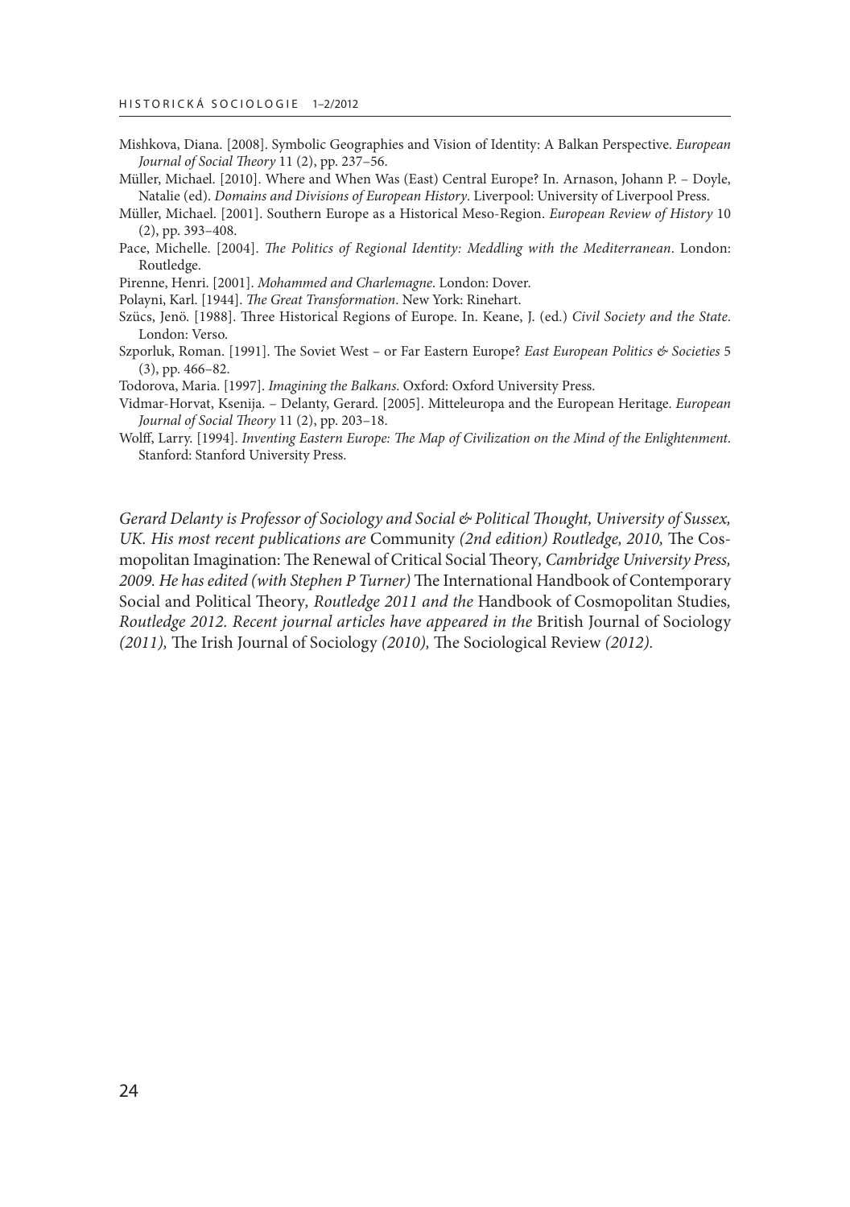Mishkova, Diana. [2008]. Symbolic Geographies and Vision of Identity: A Balkan Perspective. *European Journal of Social Theory* 11 (2), pp. 237–56.

Müller, Michael. [2010]. Where and When Was (East) Central Europe? In. Arnason, Johann P. – Doyle, Natalie (ed). *Domains and Divisions of European History*. Liverpool: University of Liverpool Press.

Müller, Michael. [2001]. Southern Europe as a Historical Meso-Region. *European Review of History* 10 (2), pp. 393–408.

Pace, Michelle. [2004]. *The Politics of Regional Identity: Meddling with the Mediterranean*. London: Routledge.

Pirenne, Henri. [2001]. *Mohammed and Charlemagne*. London: Dover.

Polayni, Karl. [1944]. *The Great Transformation*. New York: Rinehart.

Szücs, Jenö. [1988]. Three Historical Regions of Europe. In. Keane, J. (ed.) *Civil Society and the State*. London: Verso.

Szporluk, Roman. [1991]. The Soviet West – or Far Eastern Europe? *East European Politics & Societies* 5 (3), pp. 466–82.

Todorova, Maria. [1997]. *Imagining the Balkans*. Oxford: Oxford University Press.

Vidmar-Horvat, Ksenija. – Delanty, Gerard. [2005]. Mitteleuropa and the European Heritage. *European Journal of Social Theory* 11 (2), pp. 203–18.

Wolff, Larry. [1994]. *Inventing Eastern Europe: The Map of Civilization on the Mind of the Enlightenment*. Stanford: Stanford University Press.

*Gerard Delanty is Professor of Sociology and Social & Political Thought, University of Sussex, UK. His most recent publications are* Community *(2nd edition) Routledge, 2010,* The Cosmopolitan Imagination: The Renewal of Critical Social Theory*, Cambridge University Press, 2009. He has edited (with Stephen P Turner)* The International Handbook of Contemporary Social and Political Theory*, Routledge 2011 and the* Handbook of Cosmopolitan Studies*, Routledge 2012. Recent journal articles have appeared in the* British Journal of Sociology *(2011),* The Irish Journal of Sociology *(2010),* The Sociological Review *(2012).*